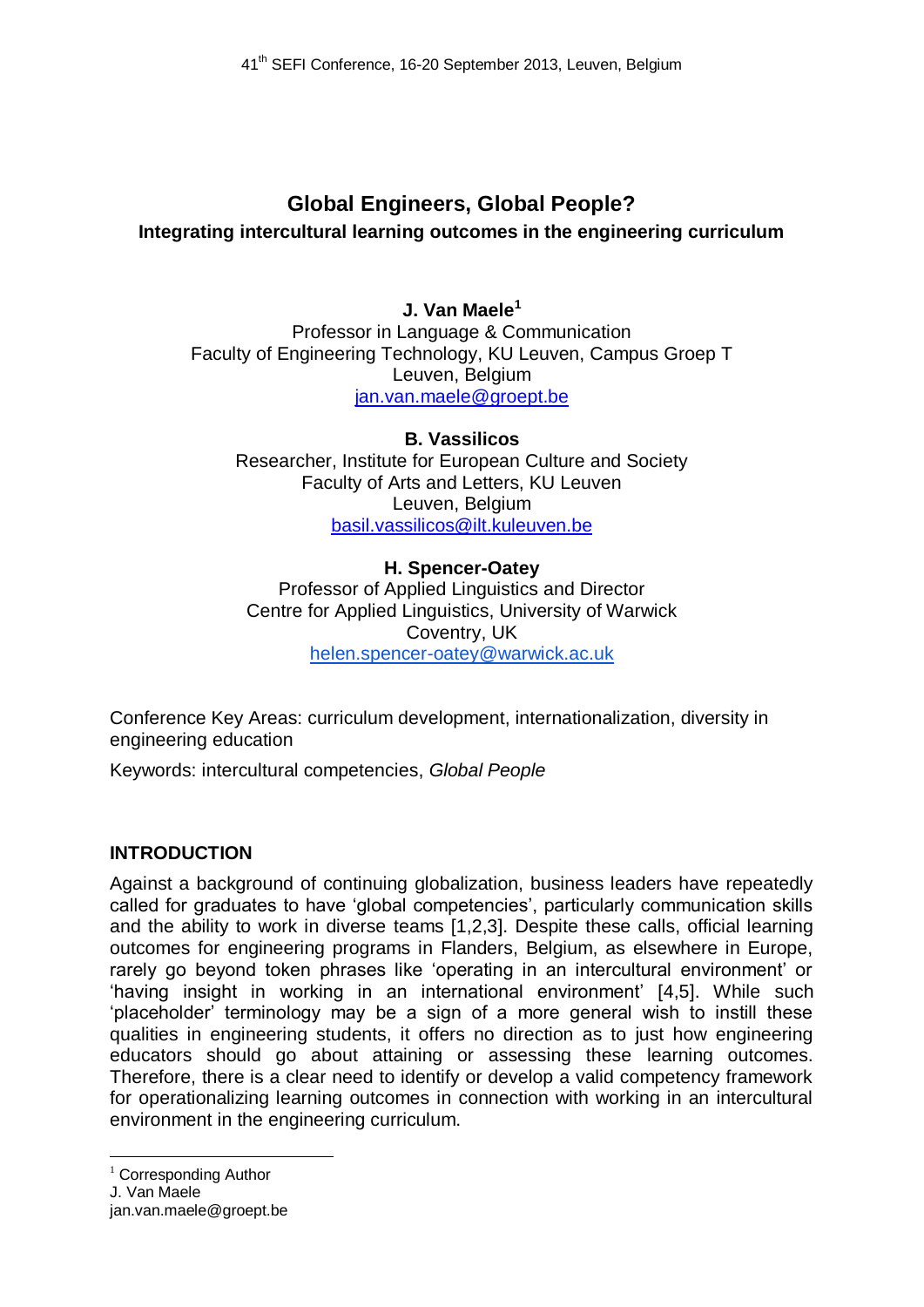# Global Engineers, Global People?

## Integrating intercultural learning outcomes in the engineering curriculum

**J. Van Maele**[1]
Professor in Language & Communication
Faculty of Engineering Technology, KU Leuven, Campus Groep T
Leuven, Belgium
jan.van.maele@groept.be

**B. Vassilicos**
Researcher, Institute for European Culture and Society
Faculty of Arts and Letters, KU Leuven
Leuven, Belgium
basil.vassilicos@ilt.kuleuven.be

**H. Spencer-Oatey**
Professor of Applied Linguistics and Director
Centre for Applied Linguistics, University of Warwick
Coventry, UK
helen.spencer-oatey@warwick.ac.uk

Conference Key Areas: curriculum development, internationalization, diversity in engineering education

Keywords: intercultural competencies, *Global People*

## INTRODUCTION

Against a background of continuing globalization, business leaders have repeatedly called for graduates to have 'global competencies', particularly communication skills and the ability to work in diverse teams [1,2,3]. Despite these calls, official learning outcomes for engineering programs in Flanders, Belgium, as elsewhere in Europe, rarely go beyond token phrases like 'operating in an intercultural environment' or 'having insight in working in an international environment' [4,5]. While such 'placeholder' terminology may be a sign of a more general wish to instill these qualities in engineering students, it offers no direction as to just how engineering educators should go about attaining or assessing these learning outcomes. Therefore, there is a clear need to identify or develop a valid competency framework for operationalizing learning outcomes in connection with working in an intercultural environment in the engineering curriculum.

---

[1] Corresponding Author
J. Van Maele
jan.van.maele@groept.be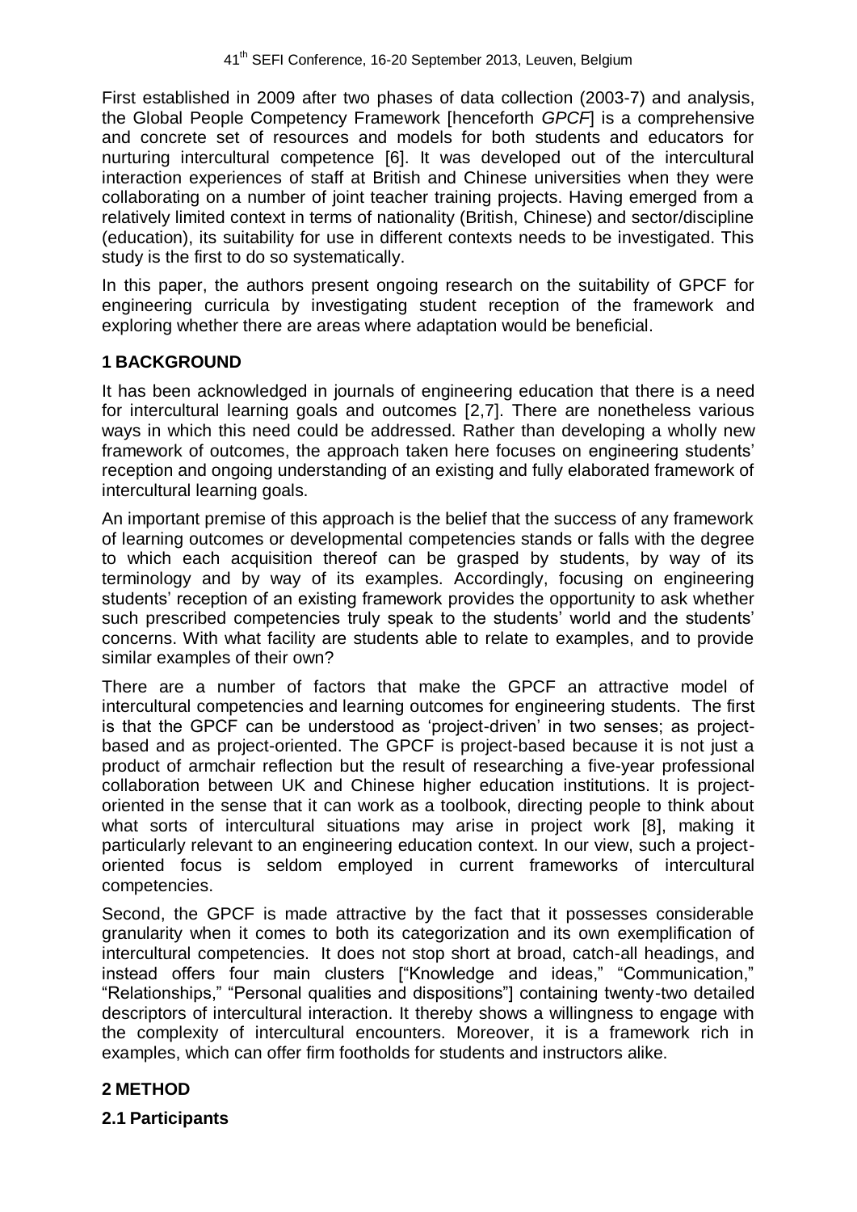First established in 2009 after two phases of data collection (2003-7) and analysis, the Global People Competency Framework [henceforth *GPCF*] is a comprehensive and concrete set of resources and models for both students and educators for nurturing intercultural competence [6]. It was developed out of the intercultural interaction experiences of staff at British and Chinese universities when they were collaborating on a number of joint teacher training projects. Having emerged from a relatively limited context in terms of nationality (British, Chinese) and sector/discipline (education), its suitability for use in different contexts needs to be investigated. This study is the first to do so systematically.

In this paper, the authors present ongoing research on the suitability of GPCF for engineering curricula by investigating student reception of the framework and exploring whether there are areas where adaptation would be beneficial.

## 1 BACKGROUND

It has been acknowledged in journals of engineering education that there is a need for intercultural learning goals and outcomes [2,7]. There are nonetheless various ways in which this need could be addressed. Rather than developing a wholly new framework of outcomes, the approach taken here focuses on engineering students' reception and ongoing understanding of an existing and fully elaborated framework of intercultural learning goals.

An important premise of this approach is the belief that the success of any framework of learning outcomes or developmental competencies stands or falls with the degree to which each acquisition thereof can be grasped by students, by way of its terminology and by way of its examples. Accordingly, focusing on engineering students' reception of an existing framework provides the opportunity to ask whether such prescribed competencies truly speak to the students' world and the students' concerns. With what facility are students able to relate to examples, and to provide similar examples of their own?

There are a number of factors that make the GPCF an attractive model of intercultural competencies and learning outcomes for engineering students. The first is that the GPCF can be understood as 'project-driven' in two senses; as project-based and as project-oriented. The GPCF is project-based because it is not just a product of armchair reflection but the result of researching a five-year professional collaboration between UK and Chinese higher education institutions. It is project-oriented in the sense that it can work as a toolbook, directing people to think about what sorts of intercultural situations may arise in project work [8], making it particularly relevant to an engineering education context. In our view, such a project-oriented focus is seldom employed in current frameworks of intercultural competencies.

Second, the GPCF is made attractive by the fact that it possesses considerable granularity when it comes to both its categorization and its own exemplification of intercultural competencies. It does not stop short at broad, catch-all headings, and instead offers four main clusters ["Knowledge and ideas," "Communication," "Relationships," "Personal qualities and dispositions"] containing twenty-two detailed descriptors of intercultural interaction. It thereby shows a willingness to engage with the complexity of intercultural encounters. Moreover, it is a framework rich in examples, which can offer firm footholds for students and instructors alike.

## 2 METHOD

### 2.1 Participants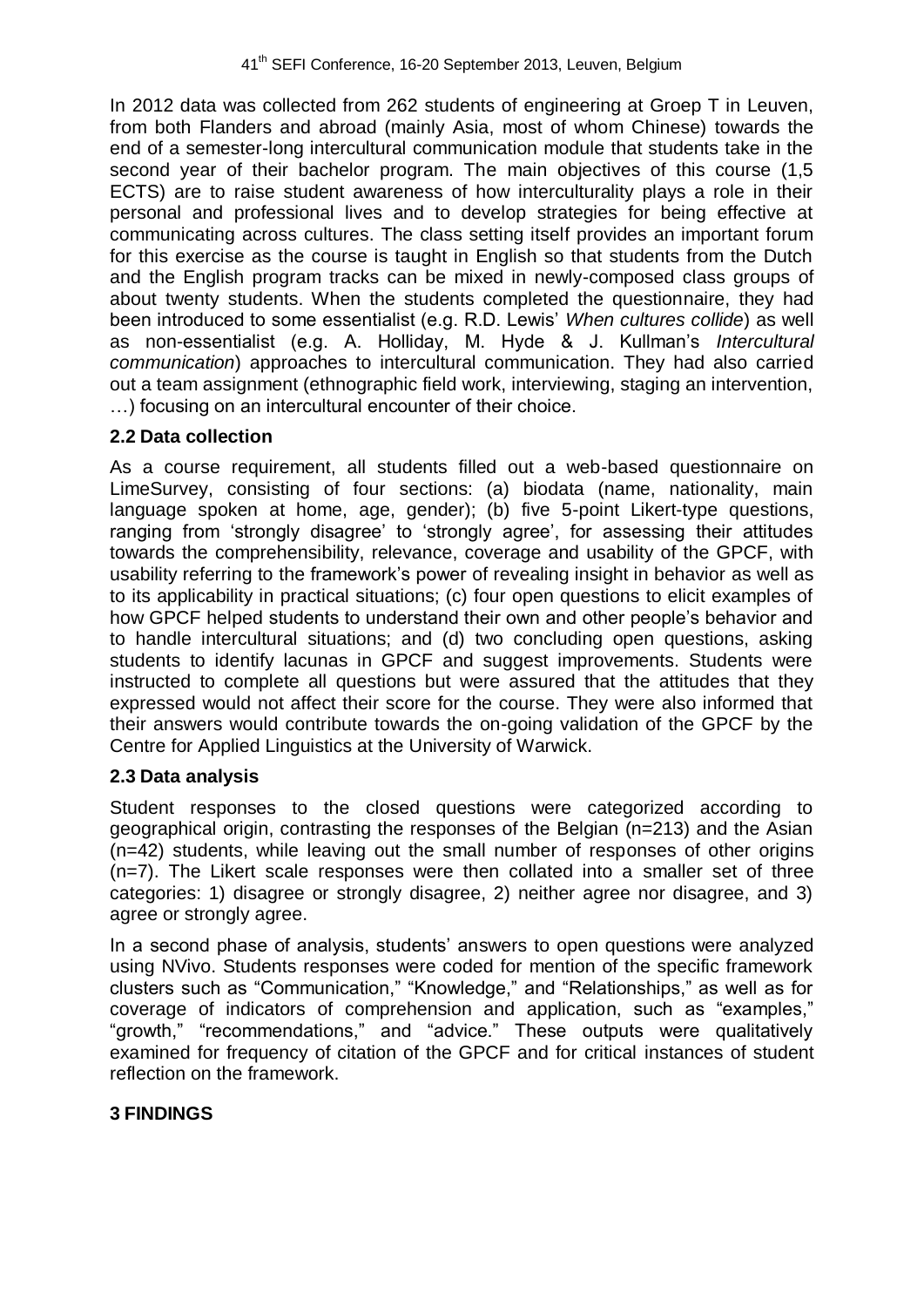In 2012 data was collected from 262 students of engineering at Groep T in Leuven, from both Flanders and abroad (mainly Asia, most of whom Chinese) towards the end of a semester-long intercultural communication module that students take in the second year of their bachelor program. The main objectives of this course (1,5 ECTS) are to raise student awareness of how interculturality plays a role in their personal and professional lives and to develop strategies for being effective at communicating across cultures. The class setting itself provides an important forum for this exercise as the course is taught in English so that students from the Dutch and the English program tracks can be mixed in newly-composed class groups of about twenty students. When the students completed the questionnaire, they had been introduced to some essentialist (e.g. R.D. Lewis' *When cultures collide*) as well as non-essentialist (e.g. A. Holliday, M. Hyde & J. Kullman's *Intercultural communication*) approaches to intercultural communication. They had also carried out a team assignment (ethnographic field work, interviewing, staging an intervention, …) focusing on an intercultural encounter of their choice.

### 2.2 Data collection

As a course requirement, all students filled out a web-based questionnaire on LimeSurvey, consisting of four sections: (a) biodata (name, nationality, main language spoken at home, age, gender); (b) five 5-point Likert-type questions, ranging from 'strongly disagree' to 'strongly agree', for assessing their attitudes towards the comprehensibility, relevance, coverage and usability of the GPCF, with usability referring to the framework's power of revealing insight in behavior as well as to its applicability in practical situations; (c) four open questions to elicit examples of how GPCF helped students to understand their own and other people's behavior and to handle intercultural situations; and (d) two concluding open questions, asking students to identify lacunas in GPCF and suggest improvements. Students were instructed to complete all questions but were assured that the attitudes that they expressed would not affect their score for the course. They were also informed that their answers would contribute towards the on-going validation of the GPCF by the Centre for Applied Linguistics at the University of Warwick.

### 2.3 Data analysis

Student responses to the closed questions were categorized according to geographical origin, contrasting the responses of the Belgian (n=213) and the Asian (n=42) students, while leaving out the small number of responses of other origins (n=7). The Likert scale responses were then collated into a smaller set of three categories: 1) disagree or strongly disagree, 2) neither agree nor disagree, and 3) agree or strongly agree.

In a second phase of analysis, students' answers to open questions were analyzed using NVivo. Students responses were coded for mention of the specific framework clusters such as "Communication," "Knowledge," and "Relationships," as well as for coverage of indicators of comprehension and application, such as "examples," "growth," "recommendations," and "advice." These outputs were qualitatively examined for frequency of citation of the GPCF and for critical instances of student reflection on the framework.

## 3 FINDINGS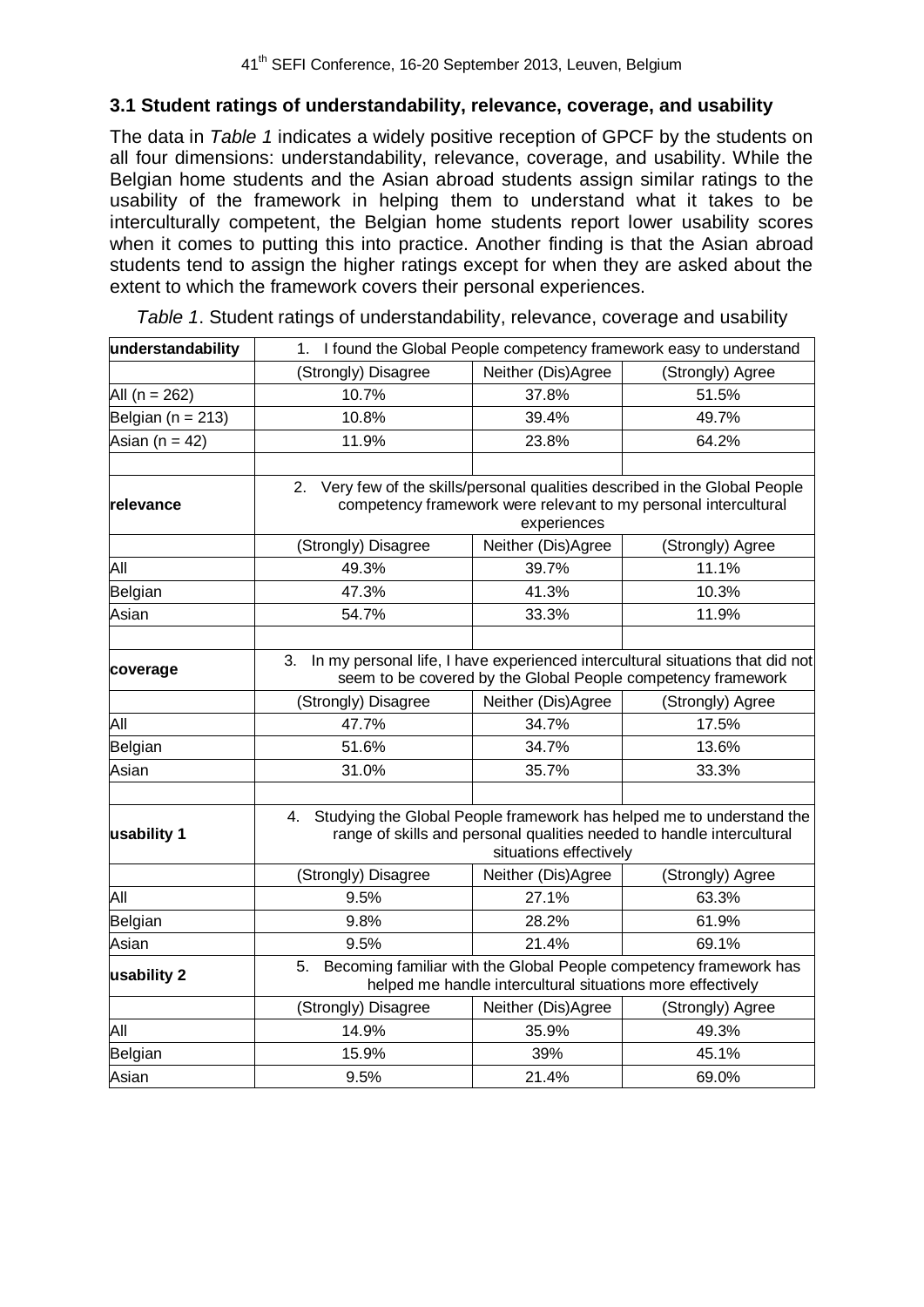### 3.1 Student ratings of understandability, relevance, coverage, and usability

The data in *Table 1* indicates a widely positive reception of GPCF by the students on all four dimensions: understandability, relevance, coverage, and usability. While the Belgian home students and the Asian abroad students assign similar ratings to the usability of the framework in helping them to understand what it takes to be interculturally competent, the Belgian home students report lower usability scores when it comes to putting this into practice. Another finding is that the Asian abroad students tend to assign the higher ratings except for when they are asked about the extent to which the framework covers their personal experiences.

*Table 1*. Student ratings of understandability, relevance, coverage and usability

| **understandability** | 1. I found the Global People competency framework easy to understand | | |
|---|---|---|---|
| | (Strongly) Disagree | Neither (Dis)Agree | (Strongly) Agree |
| All (n = 262) | 10.7% | 37.8% | 51.5% |
| Belgian (n = 213) | 10.8% | 39.4% | 49.7% |
| Asian (n = 42) | 11.9% | 23.8% | 64.2% |
| | | | |
| **relevance** | 2. Very few of the skills/personal qualities described in the Global People competency framework were relevant to my personal intercultural experiences | | |
| | (Strongly) Disagree | Neither (Dis)Agree | (Strongly) Agree |
| All | 49.3% | 39.7% | 11.1% |
| Belgian | 47.3% | 41.3% | 10.3% |
| Asian | 54.7% | 33.3% | 11.9% |
| | | | |
| **coverage** | 3. In my personal life, I have experienced intercultural situations that did not seem to be covered by the Global People competency framework | | |
| | (Strongly) Disagree | Neither (Dis)Agree | (Strongly) Agree |
| All | 47.7% | 34.7% | 17.5% |
| Belgian | 51.6% | 34.7% | 13.6% |
| Asian | 31.0% | 35.7% | 33.3% |
| | | | |
| **usability 1** | 4. Studying the Global People framework has helped me to understand the range of skills and personal qualities needed to handle intercultural situations effectively | | |
| | (Strongly) Disagree | Neither (Dis)Agree | (Strongly) Agree |
| All | 9.5% | 27.1% | 63.3% |
| Belgian | 9.8% | 28.2% | 61.9% |
| Asian | 9.5% | 21.4% | 69.1% |
| **usability 2** | 5. Becoming familiar with the Global People competency framework has helped me handle intercultural situations more effectively | | |
| | (Strongly) Disagree | Neither (Dis)Agree | (Strongly) Agree |
| All | 14.9% | 35.9% | 49.3% |
| Belgian | 15.9% | 39% | 45.1% |
| Asian | 9.5% | 21.4% | 69.0% |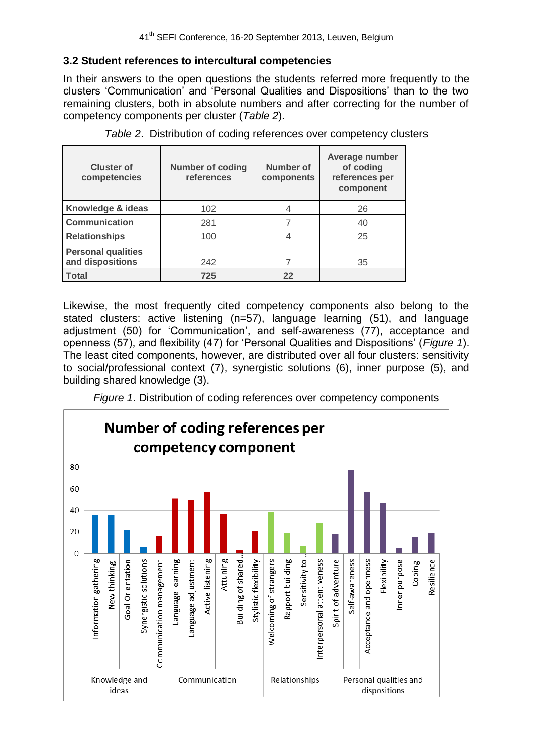### 3.2 Student references to intercultural competencies

In their answers to the open questions the students referred more frequently to the clusters 'Communication' and 'Personal Qualities and Dispositions' than to the two remaining clusters, both in absolute numbers and after correcting for the number of competency components per cluster (*Table 2*).

*Table 2*. Distribution of coding references over competency clusters

| Cluster of competencies | Number of coding references | Number of components | Average number of coding references per component |
|---|---|---|---|
| **Knowledge & ideas** | 102 | 4 | 26 |
| **Communication** | 281 | 7 | 40 |
| **Relationships** | 100 | 4 | 25 |
| **Personal qualities and dispositions** | 242 | 7 | 35 |
| **Total** | **725** | **22** | |

Likewise, the most frequently cited competency components also belong to the stated clusters: active listening (n=57), language learning (51), and language adjustment (50) for 'Communication', and self-awareness (77), acceptance and openness (57), and flexibility (47) for 'Personal Qualities and Dispositions' (*Figure 1*). The least cited components, however, are distributed over all four clusters: sensitivity to social/professional context (7), synergistic solutions (6), inner purpose (5), and building shared knowledge (3).

*Figure 1*. Distribution of coding references over competency components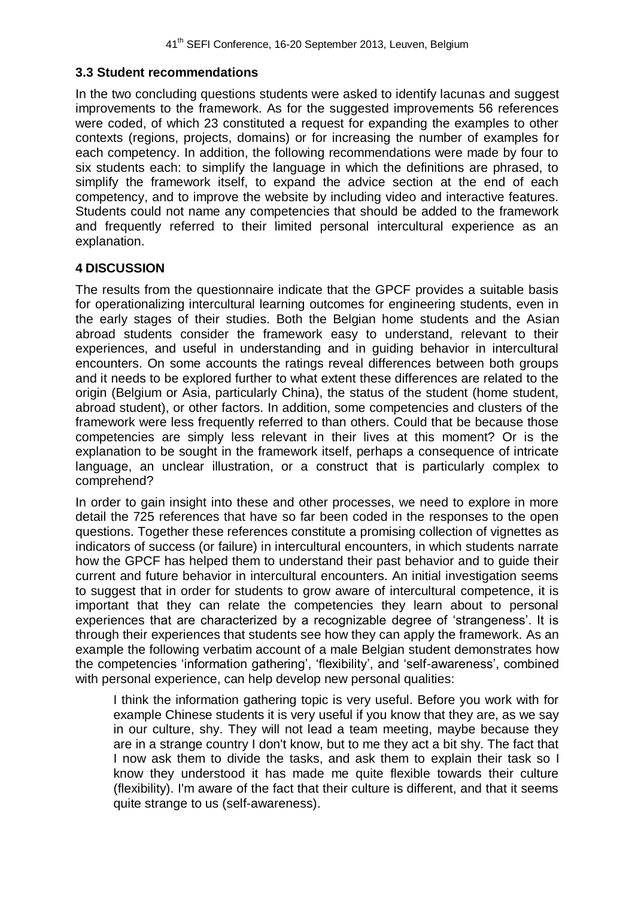### 3.3 Student recommendations

In the two concluding questions students were asked to identify lacunas and suggest improvements to the framework. As for the suggested improvements 56 references were coded, of which 23 constituted a request for expanding the examples to other contexts (regions, projects, domains) or for increasing the number of examples for each competency. In addition, the following recommendations were made by four to six students each: to simplify the language in which the definitions are phrased, to simplify the framework itself, to expand the advice section at the end of each competency, and to improve the website by including video and interactive features. Students could not name any competencies that should be added to the framework and frequently referred to their limited personal intercultural experience as an explanation.

## 4 DISCUSSION

The results from the questionnaire indicate that the GPCF provides a suitable basis for operationalizing intercultural learning outcomes for engineering students, even in the early stages of their studies. Both the Belgian home students and the Asian abroad students consider the framework easy to understand, relevant to their experiences, and useful in understanding and in guiding behavior in intercultural encounters. On some accounts the ratings reveal differences between both groups and it needs to be explored further to what extent these differences are related to the origin (Belgium or Asia, particularly China), the status of the student (home student, abroad student), or other factors. In addition, some competencies and clusters of the framework were less frequently referred to than others. Could that be because those competencies are simply less relevant in their lives at this moment? Or is the explanation to be sought in the framework itself, perhaps a consequence of intricate language, an unclear illustration, or a construct that is particularly complex to comprehend?

In order to gain insight into these and other processes, we need to explore in more detail the 725 references that have so far been coded in the responses to the open questions. Together these references constitute a promising collection of vignettes as indicators of success (or failure) in intercultural encounters, in which students narrate how the GPCF has helped them to understand their past behavior and to guide their current and future behavior in intercultural encounters. An initial investigation seems to suggest that in order for students to grow aware of intercultural competence, it is important that they can relate the competencies they learn about to personal experiences that are characterized by a recognizable degree of 'strangeness'. It is through their experiences that students see how they can apply the framework. As an example the following verbatim account of a male Belgian student demonstrates how the competencies 'information gathering', 'flexibility', and 'self-awareness', combined with personal experience, can help develop new personal qualities:

> I think the information gathering topic is very useful. Before you work with for example Chinese students it is very useful if you know that they are, as we say in our culture, shy. They will not lead a team meeting, maybe because they are in a strange country I don't know, but to me they act a bit shy. The fact that I now ask them to divide the tasks, and ask them to explain their task so I know they understood it has made me quite flexible towards their culture (flexibility). I'm aware of the fact that their culture is different, and that it seems quite strange to us (self-awareness).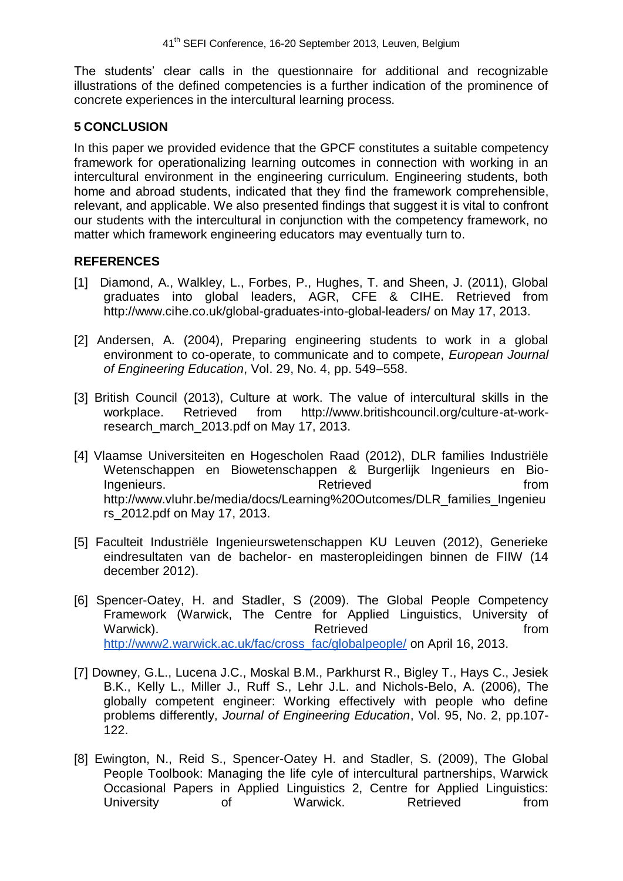The students' clear calls in the questionnaire for additional and recognizable illustrations of the defined competencies is a further indication of the prominence of concrete experiences in the intercultural learning process.

## 5 CONCLUSION

In this paper we provided evidence that the GPCF constitutes a suitable competency framework for operationalizing learning outcomes in connection with working in an intercultural environment in the engineering curriculum. Engineering students, both home and abroad students, indicated that they find the framework comprehensible, relevant, and applicable. We also presented findings that suggest it is vital to confront our students with the intercultural in conjunction with the competency framework, no matter which framework engineering educators may eventually turn to.

## REFERENCES

[1] Diamond, A., Walkley, L., Forbes, P., Hughes, T. and Sheen, J. (2011), Global graduates into global leaders, AGR, CFE & CIHE. Retrieved from http://www.cihe.co.uk/global-graduates-into-global-leaders/ on May 17, 2013.

[2] Andersen, A. (2004), Preparing engineering students to work in a global environment to co-operate, to communicate and to compete, *European Journal of Engineering Education*, Vol. 29, No. 4, pp. 549–558.

[3] British Council (2013), Culture at work. The value of intercultural skills in the workplace. Retrieved from http://www.britishcouncil.org/culture-at-work-research_march_2013.pdf on May 17, 2013.

[4] Vlaamse Universiteiten en Hogescholen Raad (2012), DLR families Industriële Wetenschappen en Biowetenschappen & Burgerlijk Ingenieurs en Bio-Ingenieurs. Retrieved from http://www.vluhr.be/media/docs/Learning%20Outcomes/DLR_families_Ingenieurs_2012.pdf on May 17, 2013.

[5] Faculteit Industriële Ingenieurswetenschappen KU Leuven (2012), Generieke eindresultaten van de bachelor- en masteropleidingen binnen de FIIW (14 december 2012).

[6] Spencer-Oatey, H. and Stadler, S (2009). The Global People Competency Framework (Warwick, The Centre for Applied Linguistics, University of Warwick). Retrieved from http://www2.warwick.ac.uk/fac/cross_fac/globalpeople/ on April 16, 2013.

[7] Downey, G.L., Lucena J.C., Moskal B.M., Parkhurst R., Bigley T., Hays C., Jesiek B.K., Kelly L., Miller J., Ruff S., Lehr J.L. and Nichols-Belo, A. (2006), The globally competent engineer: Working effectively with people who define problems differently, *Journal of Engineering Education*, Vol. 95, No. 2, pp.107-122.

[8] Ewington, N., Reid S., Spencer-Oatey H. and Stadler, S. (2009), The Global People Toolbook: Managing the life cyle of intercultural partnerships, Warwick Occasional Papers in Applied Linguistics 2, Centre for Applied Linguistics: University of Warwick. Retrieved from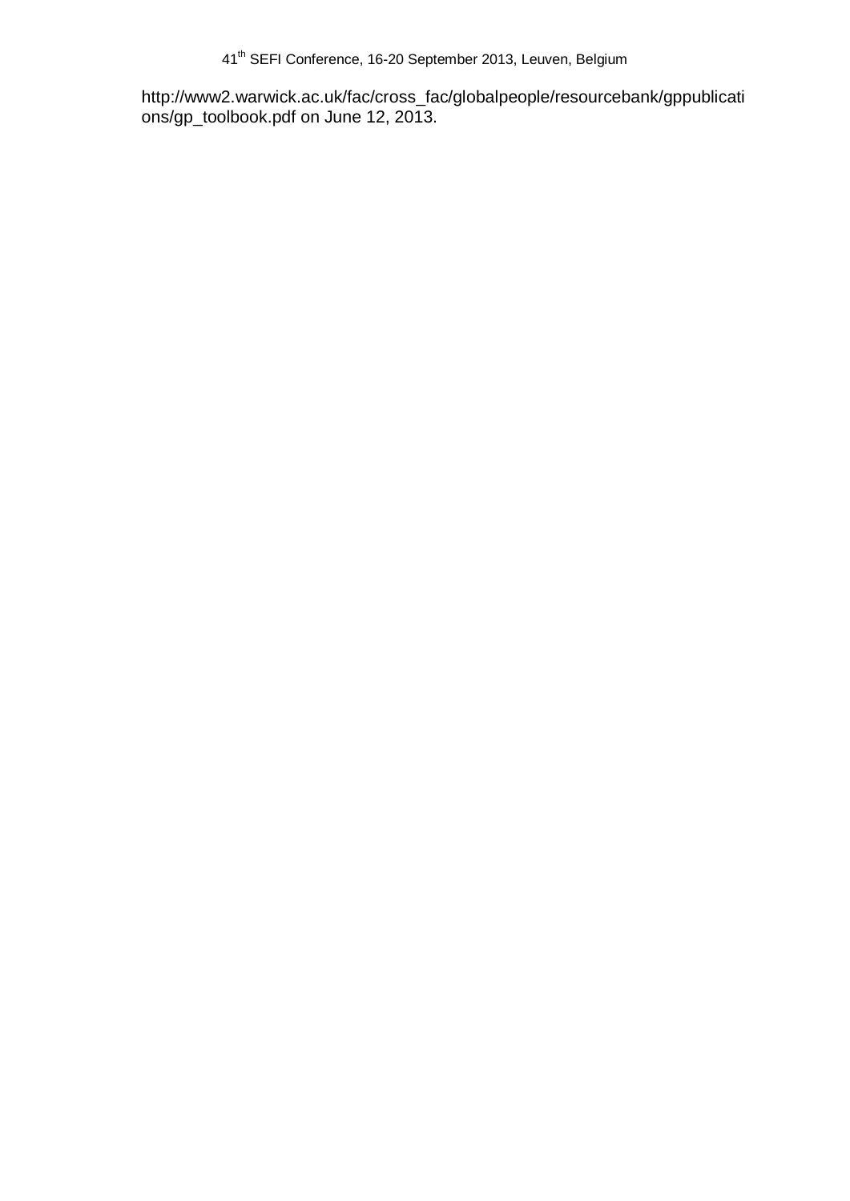http://www2.warwick.ac.uk/fac/cross_fac/globalpeople/resourcebank/gppublications/gp_toolbook.pdf on June 12, 2013.